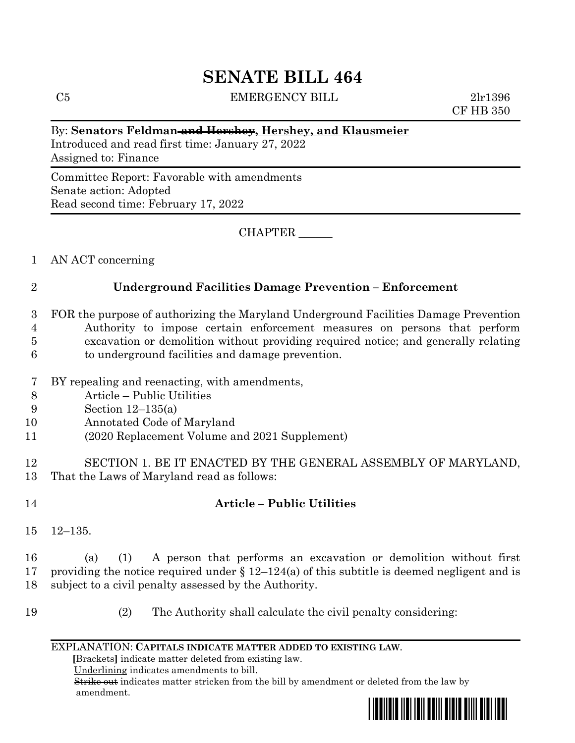# SENATE BILL 464

C5 EMERGENCY BILL 2lr1396
CF HB 350

By: **Senators Feldman ~~and Hershey~~, Hershey, and Klausmeier**
Introduced and read first time: January 27, 2022
Assigned to: Finance

Committee Report: Favorable with amendments
Senate action: Adopted
Read second time: February 17, 2022

CHAPTER ______

AN ACT concerning

## Underground Facilities Damage Prevention – Enforcement

FOR the purpose of authorizing the Maryland Underground Facilities Damage Prevention Authority to impose certain enforcement measures on persons that perform excavation or demolition without providing required notice; and generally relating to underground facilities and damage prevention.

BY repealing and reenacting, with amendments,
Article – Public Utilities
Section 12–135(a)
Annotated Code of Maryland
(2020 Replacement Volume and 2021 Supplement)

SECTION 1. BE IT ENACTED BY THE GENERAL ASSEMBLY OF MARYLAND, That the Laws of Maryland read as follows:

### Article – Public Utilities

12–135.

(a) (1) A person that performs an excavation or demolition without first providing the notice required under § 12–124(a) of this subtitle is deemed negligent and is subject to a civil penalty assessed by the Authority.

(2) The Authority shall calculate the civil penalty considering:

EXPLANATION: **CAPITALS INDICATE MATTER ADDED TO EXISTING LAW.**
**[**Brackets**]** indicate matter deleted from existing law.
Underlining indicates amendments to bill.
~~Strike out~~ indicates matter stricken from the bill by amendment or deleted from the law by amendment.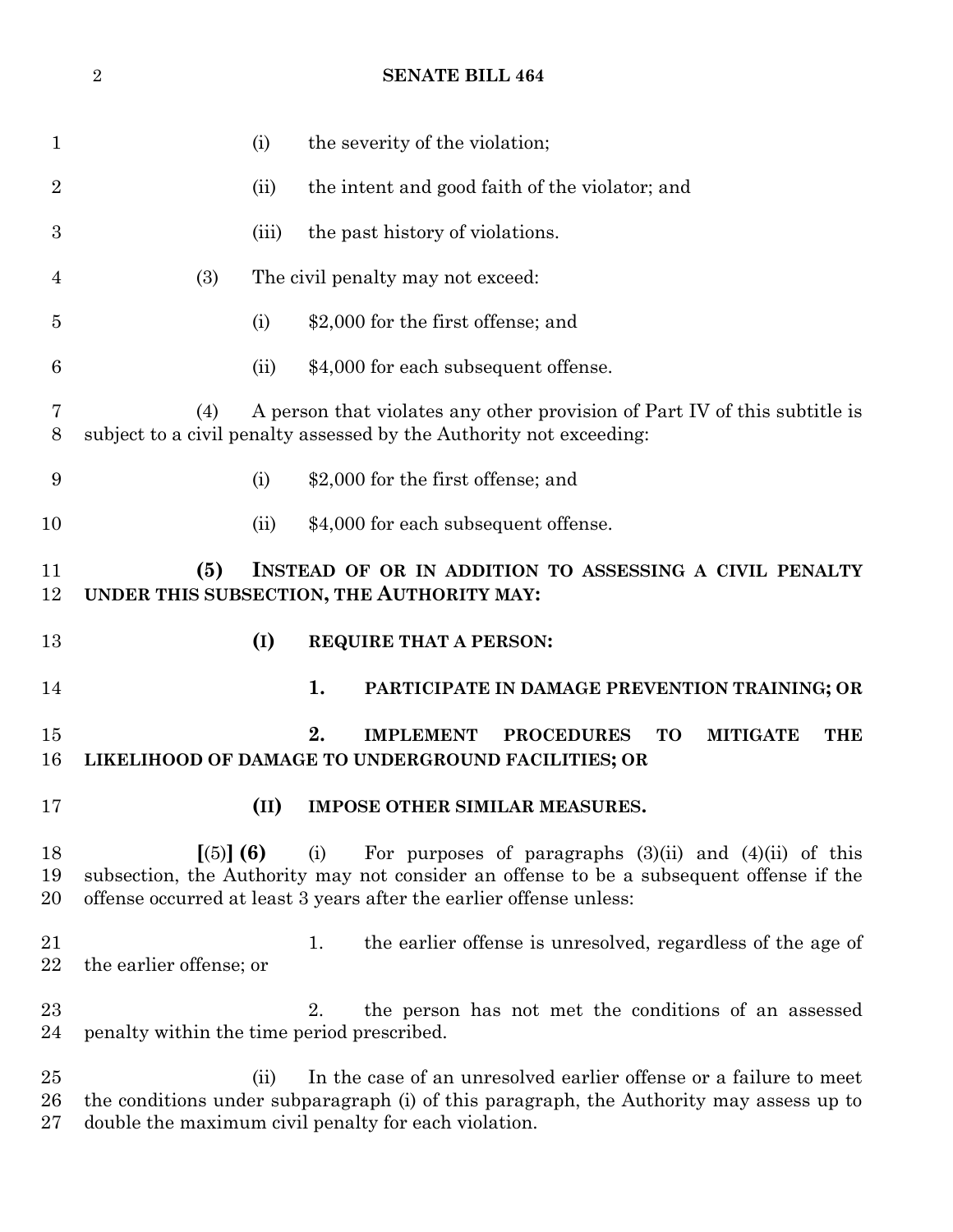(i) the severity of the violation;

(ii) the intent and good faith of the violator; and

(iii) the past history of violations.

(3) The civil penalty may not exceed:

(i) $2,000 for the first offense; and

(ii) $4,000 for each subsequent offense.

(4) A person that violates any other provision of Part IV of this subtitle is subject to a civil penalty assessed by the Authority not exceeding:

(i) $2,000 for the first offense; and

(ii) $4,000 for each subsequent offense.

**(5) INSTEAD OF OR IN ADDITION TO ASSESSING A CIVIL PENALTY UNDER THIS SUBSECTION, THE AUTHORITY MAY:**

**(I) REQUIRE THAT A PERSON:**

**1. PARTICIPATE IN DAMAGE PREVENTION TRAINING; OR**

**2. IMPLEMENT PROCEDURES TO MITIGATE THE LIKELIHOOD OF DAMAGE TO UNDERGROUND FACILITIES; OR**

**(II) IMPOSE OTHER SIMILAR MEASURES.**

**[**(5)**] (6)** (i) For purposes of paragraphs (3)(ii) and (4)(ii) of this subsection, the Authority may not consider an offense to be a subsequent offense if the offense occurred at least 3 years after the earlier offense unless:

1. the earlier offense is unresolved, regardless of the age of the earlier offense; or

2. the person has not met the conditions of an assessed penalty within the time period prescribed.

(ii) In the case of an unresolved earlier offense or a failure to meet the conditions under subparagraph (i) of this paragraph, the Authority may assess up to double the maximum civil penalty for each violation.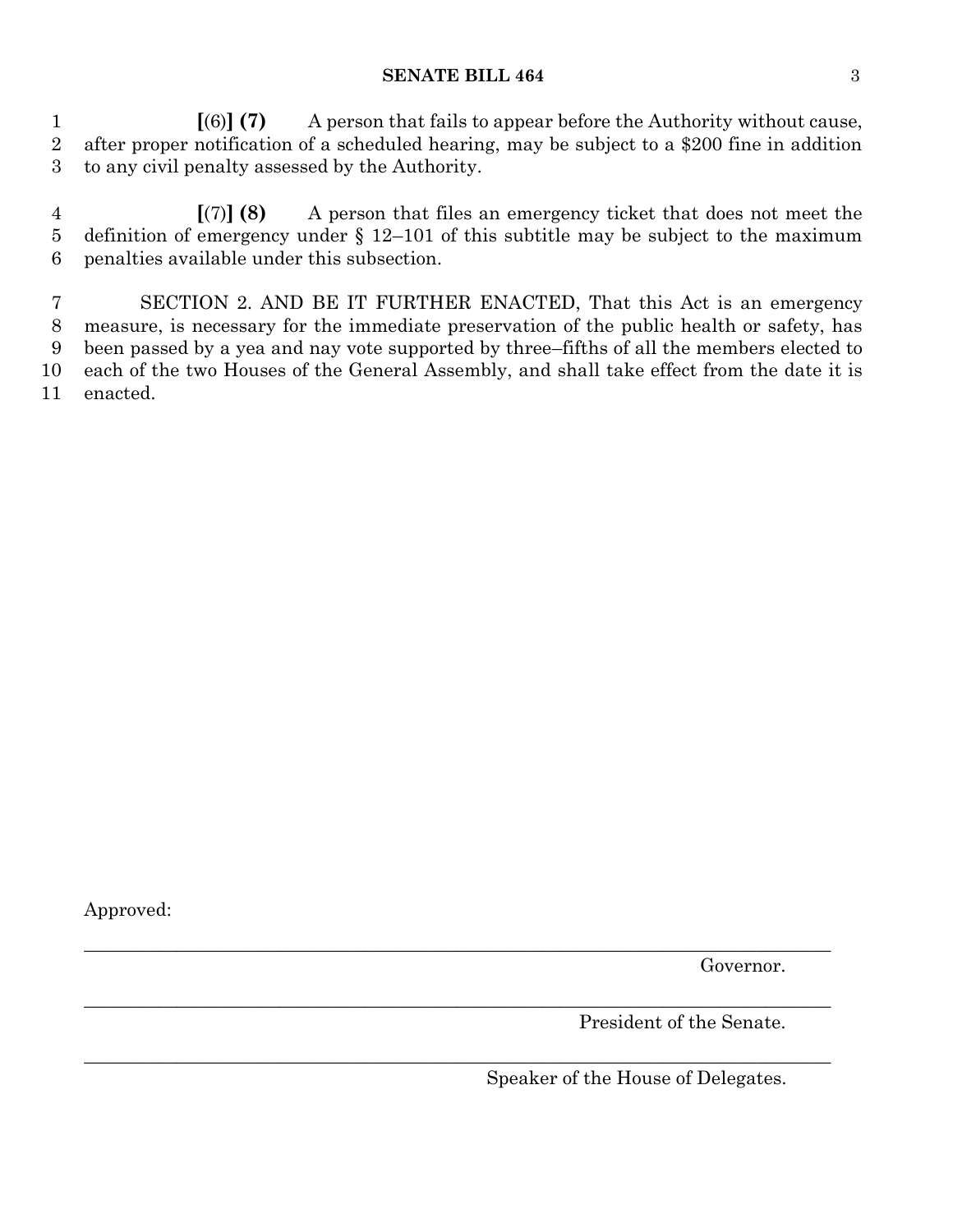**[**(6)**] (7)** A person that fails to appear before the Authority without cause, after proper notification of a scheduled hearing, may be subject to a $200 fine in addition to any civil penalty assessed by the Authority.

**[**(7)**] (8)** A person that files an emergency ticket that does not meet the definition of emergency under § 12–101 of this subtitle may be subject to the maximum penalties available under this subsection.

SECTION 2. AND BE IT FURTHER ENACTED, That this Act is an emergency measure, is necessary for the immediate preservation of the public health or safety, has been passed by a yea and nay vote supported by three–fifths of all the members elected to each of the two Houses of the General Assembly, and shall take effect from the date it is enacted.

Approved:

________________________________________________________________________________
Governor.

________________________________________________________________________________
President of the Senate.

________________________________________________________________________________
Speaker of the House of Delegates.